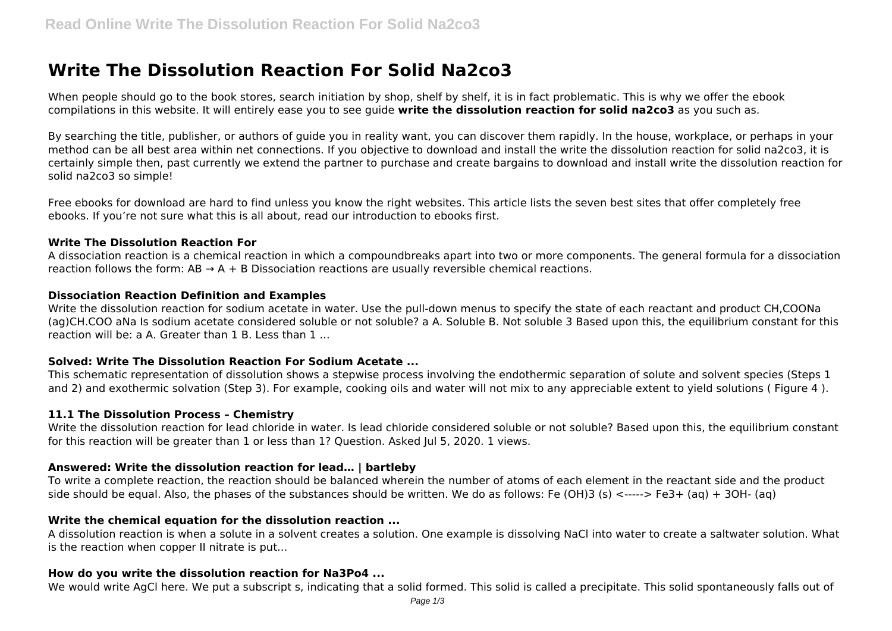# Write The Dissolution Reaction For Solid Na2co3

When people should go to the book stores, search initiation by shop, shelf by shelf, it is in fact problematic. This is why we offer the ebook compilations in this website. It will entirely ease you to see guide **write the dissolution reaction for solid na2co3** as you such as.

By searching the title, publisher, or authors of guide you in reality want, you can discover them rapidly. In the house, workplace, or perhaps in your method can be all best area within net connections. If you objective to download and install the write the dissolution reaction for solid na2co3, it is certainly simple then, past currently we extend the partner to purchase and create bargains to download and install write the dissolution reaction for solid na2co3 so simple!

Free ebooks for download are hard to find unless you know the right websites. This article lists the seven best sites that offer completely free ebooks. If you're not sure what this is all about, read our introduction to ebooks first.

### Write The Dissolution Reaction For

A dissociation reaction is a chemical reaction in which a compoundbreaks apart into two or more components. The general formula for a dissociation reaction follows the form: AB → A + B Dissociation reactions are usually reversible chemical reactions.

### Dissociation Reaction Definition and Examples

Write the dissolution reaction for sodium acetate in water. Use the pull-down menus to specify the state of each reactant and product CH,COONa (ag)CH.COO aNa Is sodium acetate considered soluble or not soluble? a A. Soluble B. Not soluble 3 Based upon this, the equilibrium constant for this reaction will be: a A. Greater than 1 B. Less than 1 ...

### Solved: Write The Dissolution Reaction For Sodium Acetate ...

This schematic representation of dissolution shows a stepwise process involving the endothermic separation of solute and solvent species (Steps 1 and 2) and exothermic solvation (Step 3). For example, cooking oils and water will not mix to any appreciable extent to yield solutions ( Figure 4 ).

### 11.1 The Dissolution Process – Chemistry

Write the dissolution reaction for lead chloride in water. Is lead chloride considered soluble or not soluble? Based upon this, the equilibrium constant for this reaction will be greater than 1 or less than 1? Question. Asked Jul 5, 2020. 1 views.

### Answered: Write the dissolution reaction for lead… | bartleby

To write a complete reaction, the reaction should be balanced wherein the number of atoms of each element in the reactant side and the product side should be equal. Also, the phases of the substances should be written. We do as follows: Fe (OH)3 (s) <-----> Fe3+ (aq) + 3OH- (aq)

### Write the chemical equation for the dissolution reaction ...

A dissolution reaction is when a solute in a solvent creates a solution. One example is dissolving NaCl into water to create a saltwater solution. What is the reaction when copper II nitrate is put...

### How do you write the dissolution reaction for Na3Po4 ...

We would write AgCl here. We put a subscript s, indicating that a solid formed. This solid is called a precipitate. This solid spontaneously falls out of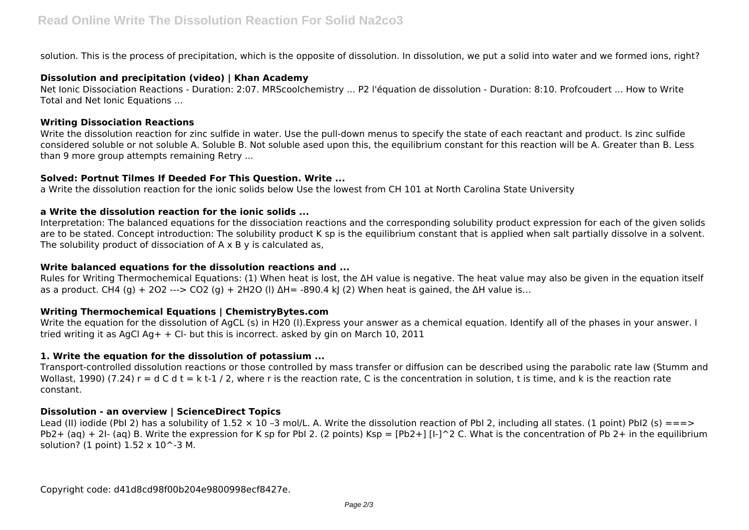solution. This is the process of precipitation, which is the opposite of dissolution. In dissolution, we put a solid into water and we formed ions, right?

**Dissolution and precipitation (video) | Khan Academy**

Net Ionic Dissociation Reactions - Duration: 2:07. MRScoolchemistry ... P2 l'équation de dissolution - Duration: 8:10. Profcoudert ... How to Write Total and Net Ionic Equations ...

**Writing Dissociation Reactions**

Write the dissolution reaction for zinc sulfide in water. Use the pull-down menus to specify the state of each reactant and product. Is zinc sulfide considered soluble or not soluble A. Soluble B. Not soluble ased upon this, the equilibrium constant for this reaction will be A. Greater than B. Less than 9 more group attempts remaining Retry ...

**Solved: Portnut Tilmes If Deeded For This Question. Write ...**

a Write the dissolution reaction for the ionic solids below Use the lowest from CH 101 at North Carolina State University

**a Write the dissolution reaction for the ionic solids ...**

Interpretation: The balanced equations for the dissociation reactions and the corresponding solubility product expression for each of the given solids are to be stated. Concept introduction: The solubility product K sp is the equilibrium constant that is applied when salt partially dissolve in a solvent. The solubility product of dissociation of A x B y is calculated as,

**Write balanced equations for the dissolution reactions and ...**

Rules for Writing Thermochemical Equations: (1) When heat is lost, the ΔH value is negative. The heat value may also be given in the equation itself as a product. $CH_4$ (g) + $2O_2$ ---> $CO_2$ (g) + $2H_2O$ (l) ΔH= -890.4 kJ (2) When heat is gained, the ΔH value is…

**Writing Thermochemical Equations | ChemistryBytes.com**

Write the equation for the dissolution of AgCL (s) in H20 (I).Express your answer as a chemical equation. Identify all of the phases in your answer. I tried writing it as AgCl Ag+ + Cl- but this is incorrect. asked by gin on March 10, 2011

**1. Write the equation for the dissolution of potassium ...**

Transport-controlled dissolution reactions or those controlled by mass transfer or diffusion can be described using the parabolic rate law (Stumm and Wollast, 1990) (7.24) r = d C d t = k t-1 / 2, where r is the reaction rate, C is the concentration in solution, t is time, and k is the reaction rate constant.

**Dissolution - an overview | ScienceDirect Topics**

Lead (II) iodide (PbI 2) has a solubility of 1.52 × 10 –3 mol/L. A. Write the dissolution reaction of PbI 2, including all states. (1 point) PbI2 (s) ===> Pb2+ (aq) + 2I- (aq) B. Write the expression for K sp for PbI 2. (2 points) Ksp = [Pb2+] [I-]^2 C. What is the concentration of Pb 2+ in the equilibrium solution? (1 point) 1.52 x 10^-3 M.

Copyright code: d41d8cd98f00b204e9800998ecf8427e.